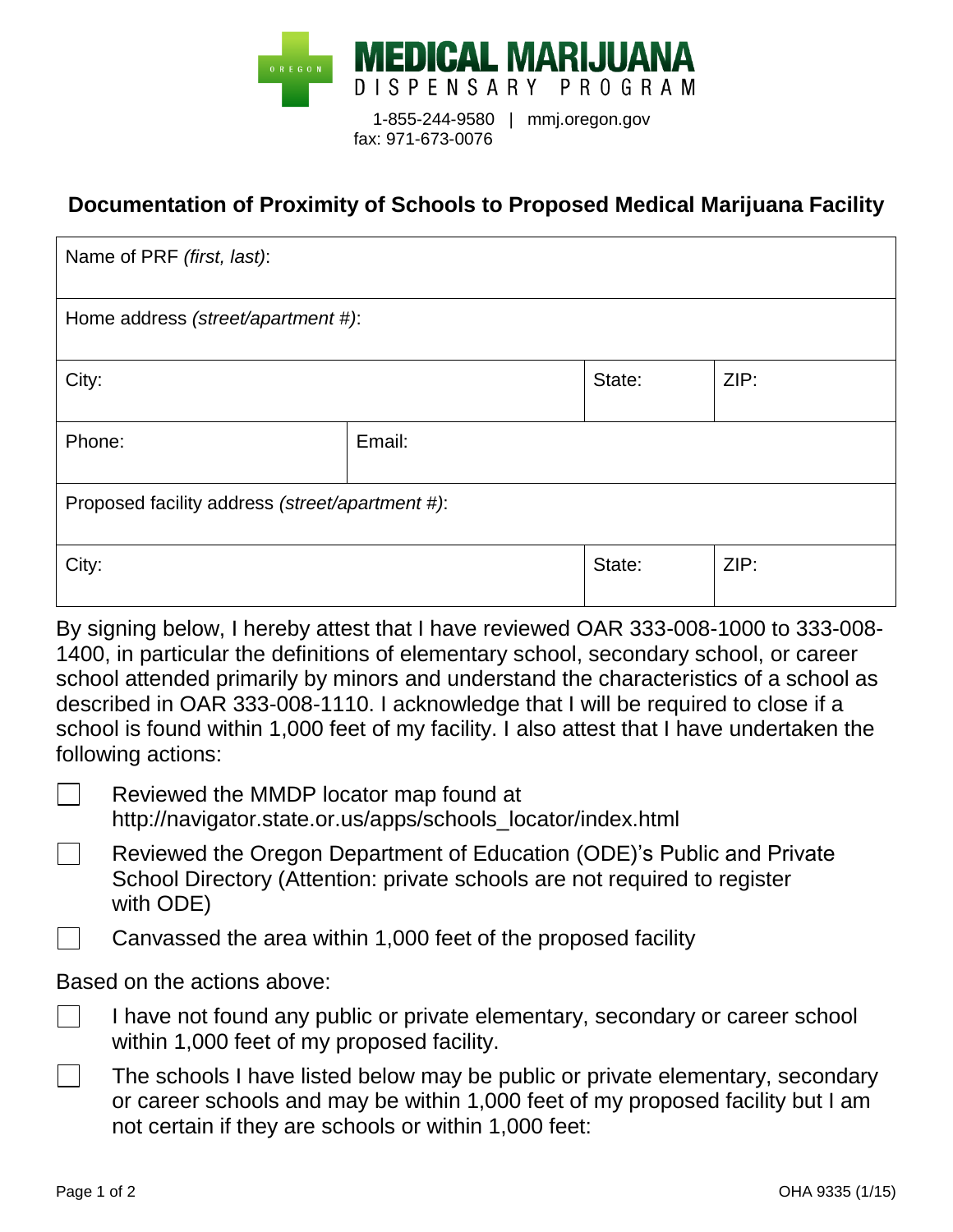**MEDICAL MARIJUANA**
DISPENSARY PROGRAM

OREGON

1-855-244-9580 | mmj.oregon.gov
fax: 971-673-0076

## Documentation of Proximity of Schools to Proposed Medical Marijuana Facility

| Name of PRF *(first, last)*: | | | |
|---|---|---|---|
| Home address *(street/apartment #)*: | | | |
| City: | | State: | ZIP: |
| Phone: | Email: | | |
| Proposed facility address *(street/apartment #)*: | | | |
| City: | | State: | ZIP: |

By signing below, I hereby attest that I have reviewed OAR 333-008-1000 to 333-008-1400, in particular the definitions of elementary school, secondary school, or career school attended primarily by minors and understand the characteristics of a school as described in OAR 333-008-1110. I acknowledge that I will be required to close if a school is found within 1,000 feet of my facility. I also attest that I have undertaken the following actions:

- ☐ Reviewed the MMDP locator map found at http://navigator.state.or.us/apps/schools_locator/index.html
- ☐ Reviewed the Oregon Department of Education (ODE)'s Public and Private School Directory (Attention: private schools are not required to register with ODE)
- ☐ Canvassed the area within 1,000 feet of the proposed facility

Based on the actions above:

- ☐ I have not found any public or private elementary, secondary or career school within 1,000 feet of my proposed facility.
- ☐ The schools I have listed below may be public or private elementary, secondary or career schools and may be within 1,000 feet of my proposed facility but I am not certain if they are schools or within 1,000 feet:

OHA 9335 (1/15)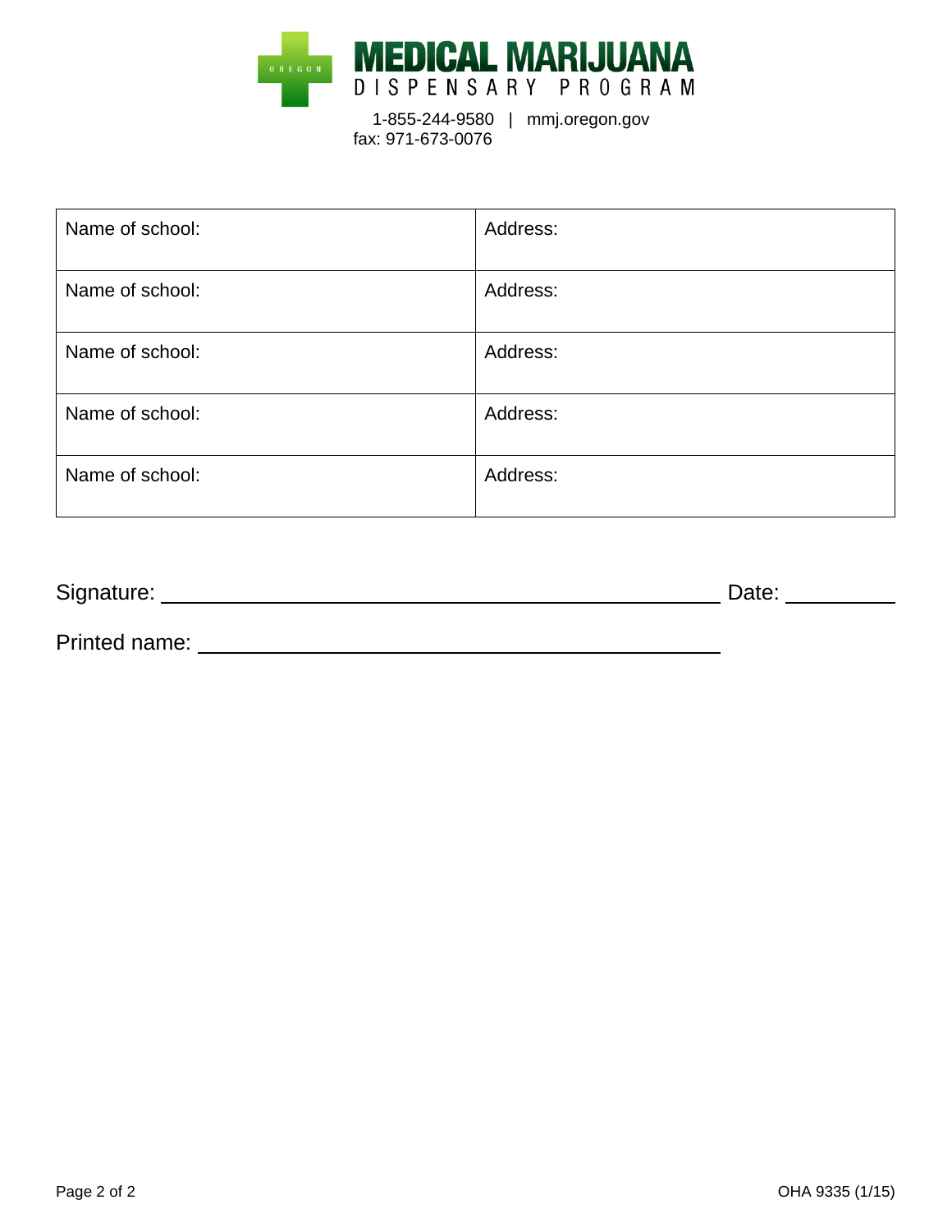MEDICAL MARIJUANA DISPENSARY PROGRAM

1-855-244-9580 | mmj.oregon.gov
fax: 971-673-0076

| | |
|---|---|
| Name of school: | Address: |
| Name of school: | Address: |
| Name of school: | Address: |
| Name of school: | Address: |
| Name of school: | Address: |

Signature: ______________________________ Date: __________

Printed name: ______________________________

OHA 9335 (1/15)